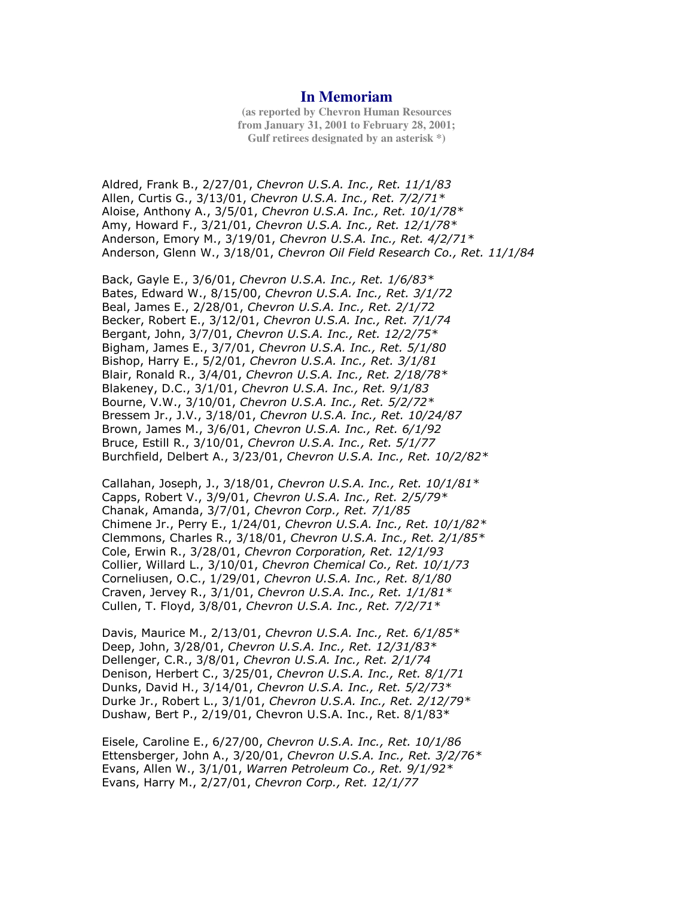# In Memoriam

**(as reported by Chevron Human Resources from January 31, 2001 to February 28, 2001; Gulf retirees designated by an asterisk *)**

Aldred, Frank B., 2/27/01, *Chevron U.S.A. Inc., Ret. 11/1/83*
Allen, Curtis G., 3/13/01, *Chevron U.S.A. Inc., Ret. 7/2/71**
Aloise, Anthony A., 3/5/01, *Chevron U.S.A. Inc., Ret. 10/1/78**
Amy, Howard F., 3/21/01, *Chevron U.S.A. Inc., Ret. 12/1/78**
Anderson, Emory M., 3/19/01, *Chevron U.S.A. Inc., Ret. 4/2/71**
Anderson, Glenn W., 3/18/01, *Chevron Oil Field Research Co., Ret. 11/1/84*

Back, Gayle E., 3/6/01, *Chevron U.S.A. Inc., Ret. 1/6/83**
Bates, Edward W., 8/15/00, *Chevron U.S.A. Inc., Ret. 3/1/72*
Beal, James E., 2/28/01, *Chevron U.S.A. Inc., Ret. 2/1/72*
Becker, Robert E., 3/12/01, *Chevron U.S.A. Inc., Ret. 7/1/74*
Bergant, John, 3/7/01, *Chevron U.S.A. Inc., Ret. 12/2/75**
Bigham, James E., 3/7/01, *Chevron U.S.A. Inc., Ret. 5/1/80*
Bishop, Harry E., 5/2/01, *Chevron U.S.A. Inc., Ret. 3/1/81*
Blair, Ronald R., 3/4/01, *Chevron U.S.A. Inc., Ret. 2/18/78**
Blakeney, D.C., 3/1/01, *Chevron U.S.A. Inc., Ret. 9/1/83*
Bourne, V.W., 3/10/01, *Chevron U.S.A. Inc., Ret. 5/2/72**
Bressem Jr., J.V., 3/18/01, *Chevron U.S.A. Inc., Ret. 10/24/87*
Brown, James M., 3/6/01, *Chevron U.S.A. Inc., Ret. 6/1/92*
Bruce, Estill R., 3/10/01, *Chevron U.S.A. Inc., Ret. 5/1/77*
Burchfield, Delbert A., 3/23/01, *Chevron U.S.A. Inc., Ret. 10/2/82**

Callahan, Joseph, J., 3/18/01, *Chevron U.S.A. Inc., Ret. 10/1/81**
Capps, Robert V., 3/9/01, *Chevron U.S.A. Inc., Ret. 2/5/79**
Chanak, Amanda, 3/7/01, *Chevron Corp., Ret. 7/1/85*
Chimene Jr., Perry E., 1/24/01, *Chevron U.S.A. Inc., Ret. 10/1/82**
Clemmons, Charles R., 3/18/01, *Chevron U.S.A. Inc., Ret. 2/1/85**
Cole, Erwin R., 3/28/01, *Chevron Corporation, Ret. 12/1/93*
Collier, Willard L., 3/10/01, *Chevron Chemical Co., Ret. 10/1/73*
Corneliusen, O.C., 1/29/01, *Chevron U.S.A. Inc., Ret. 8/1/80*
Craven, Jervey R., 3/1/01, *Chevron U.S.A. Inc., Ret. 1/1/81**
Cullen, T. Floyd, 3/8/01, *Chevron U.S.A. Inc., Ret. 7/2/71**

Davis, Maurice M., 2/13/01, *Chevron U.S.A. Inc., Ret. 6/1/85**
Deep, John, 3/28/01, *Chevron U.S.A. Inc., Ret. 12/31/83**
Dellenger, C.R., 3/8/01, *Chevron U.S.A. Inc., Ret. 2/1/74*
Denison, Herbert C., 3/25/01, *Chevron U.S.A. Inc., Ret. 8/1/71*
Dunks, David H., 3/14/01, *Chevron U.S.A. Inc., Ret. 5/2/73**
Durke Jr., Robert L., 3/1/01, *Chevron U.S.A. Inc., Ret. 2/12/79**
Dushaw, Bert P., 2/19/01, Chevron U.S.A. Inc., Ret. 8/1/83*

Eisele, Caroline E., 6/27/00, *Chevron U.S.A. Inc., Ret. 10/1/86*
Ettensberger, John A., 3/20/01, *Chevron U.S.A. Inc., Ret. 3/2/76**
Evans, Allen W., 3/1/01, *Warren Petroleum Co., Ret. 9/1/92**
Evans, Harry M., 2/27/01, *Chevron Corp., Ret. 12/1/77*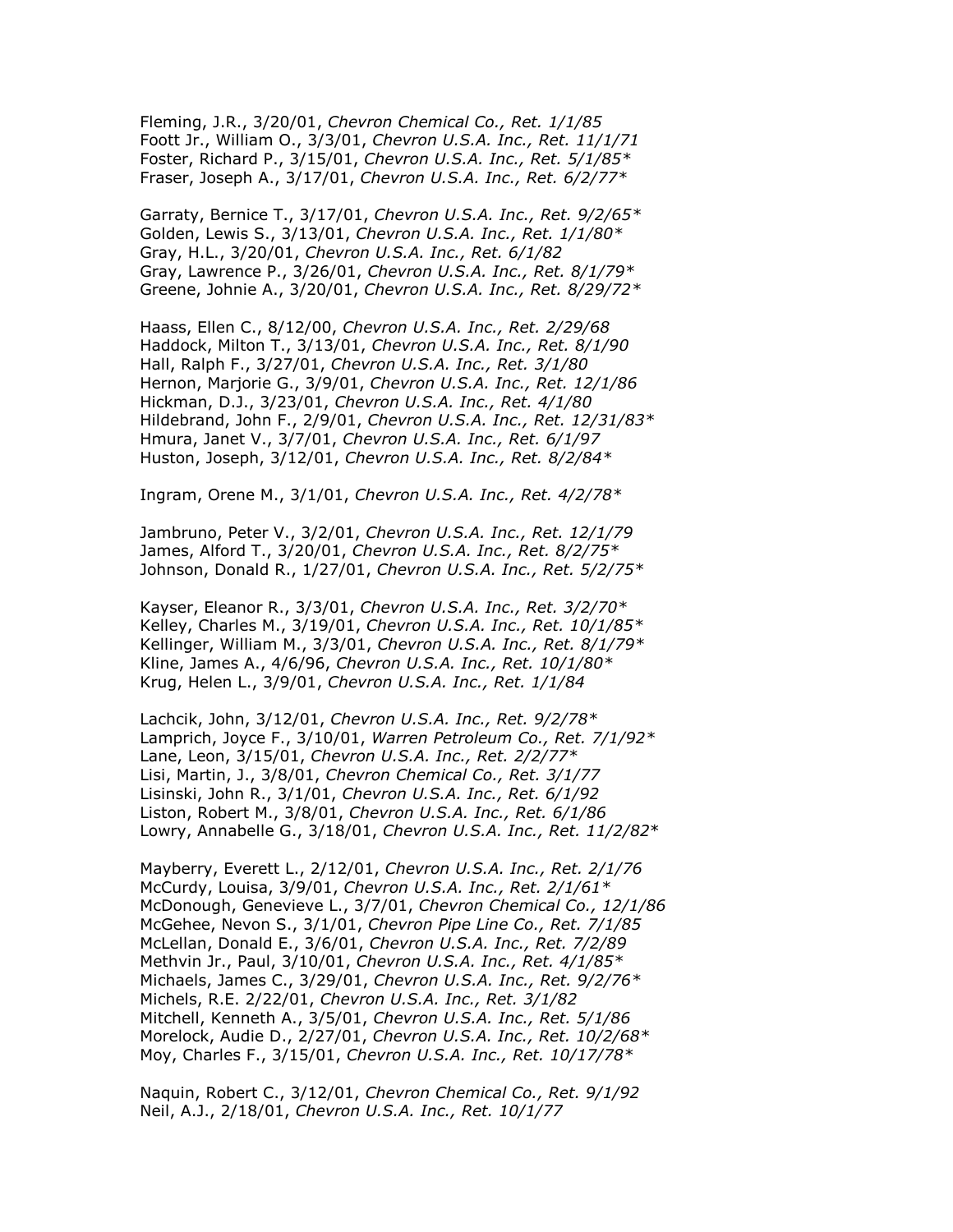Fleming, J.R., 3/20/01, *Chevron Chemical Co., Ret. 1/1/85*
Foott Jr., William O., 3/3/01, *Chevron U.S.A. Inc., Ret. 11/1/71*
Foster, Richard P., 3/15/01, *Chevron U.S.A. Inc., Ret. 5/1/85**
Fraser, Joseph A., 3/17/01, *Chevron U.S.A. Inc., Ret. 6/2/77**

Garraty, Bernice T., 3/17/01, *Chevron U.S.A. Inc., Ret. 9/2/65**
Golden, Lewis S., 3/13/01, *Chevron U.S.A. Inc., Ret. 1/1/80**
Gray, H.L., 3/20/01, *Chevron U.S.A. Inc., Ret. 6/1/82*
Gray, Lawrence P., 3/26/01, *Chevron U.S.A. Inc., Ret. 8/1/79**
Greene, Johnie A., 3/20/01, *Chevron U.S.A. Inc., Ret. 8/29/72**

Haass, Ellen C., 8/12/00, *Chevron U.S.A. Inc., Ret. 2/29/68*
Haddock, Milton T., 3/13/01, *Chevron U.S.A. Inc., Ret. 8/1/90*
Hall, Ralph F., 3/27/01, *Chevron U.S.A. Inc., Ret. 3/1/80*
Hernon, Marjorie G., 3/9/01, *Chevron U.S.A. Inc., Ret. 12/1/86*
Hickman, D.J., 3/23/01, *Chevron U.S.A. Inc., Ret. 4/1/80*
Hildebrand, John F., 2/9/01, *Chevron U.S.A. Inc., Ret. 12/31/83**
Hmura, Janet V., 3/7/01, *Chevron U.S.A. Inc., Ret. 6/1/97*
Huston, Joseph, 3/12/01, *Chevron U.S.A. Inc., Ret. 8/2/84**

Ingram, Orene M., 3/1/01, *Chevron U.S.A. Inc., Ret. 4/2/78**

Jambruno, Peter V., 3/2/01, *Chevron U.S.A. Inc., Ret. 12/1/79*
James, Alford T., 3/20/01, *Chevron U.S.A. Inc., Ret. 8/2/75**
Johnson, Donald R., 1/27/01, *Chevron U.S.A. Inc., Ret. 5/2/75**

Kayser, Eleanor R., 3/3/01, *Chevron U.S.A. Inc., Ret. 3/2/70**
Kelley, Charles M., 3/19/01, *Chevron U.S.A. Inc., Ret. 10/1/85**
Kellinger, William M., 3/3/01, *Chevron U.S.A. Inc., Ret. 8/1/79**
Kline, James A., 4/6/96, *Chevron U.S.A. Inc., Ret. 10/1/80**
Krug, Helen L., 3/9/01, *Chevron U.S.A. Inc., Ret. 1/1/84*

Lachcik, John, 3/12/01, *Chevron U.S.A. Inc., Ret. 9/2/78**
Lamprich, Joyce F., 3/10/01, *Warren Petroleum Co., Ret. 7/1/92**
Lane, Leon, 3/15/01, *Chevron U.S.A. Inc., Ret. 2/2/77**
Lisi, Martin, J., 3/8/01, *Chevron Chemical Co., Ret. 3/1/77*
Lisinski, John R., 3/1/01, *Chevron U.S.A. Inc., Ret. 6/1/92*
Liston, Robert M., 3/8/01, *Chevron U.S.A. Inc., Ret. 6/1/86*
Lowry, Annabelle G., 3/18/01, *Chevron U.S.A. Inc., Ret. 11/2/82**

Mayberry, Everett L., 2/12/01, *Chevron U.S.A. Inc., Ret. 2/1/76*
McCurdy, Louisa, 3/9/01, *Chevron U.S.A. Inc., Ret. 2/1/61**
McDonough, Genevieve L., 3/7/01, *Chevron Chemical Co., 12/1/86*
McGehee, Nevon S., 3/1/01, *Chevron Pipe Line Co., Ret. 7/1/85*
McLellan, Donald E., 3/6/01, *Chevron U.S.A. Inc., Ret. 7/2/89*
Methvin Jr., Paul, 3/10/01, *Chevron U.S.A. Inc., Ret. 4/1/85**
Michaels, James C., 3/29/01, *Chevron U.S.A. Inc., Ret. 9/2/76**
Michels, R.E. 2/22/01, *Chevron U.S.A. Inc., Ret. 3/1/82*
Mitchell, Kenneth A., 3/5/01, *Chevron U.S.A. Inc., Ret. 5/1/86*
Morelock, Audie D., 2/27/01, *Chevron U.S.A. Inc., Ret. 10/2/68**
Moy, Charles F., 3/15/01, *Chevron U.S.A. Inc., Ret. 10/17/78**

Naquin, Robert C., 3/12/01, *Chevron Chemical Co., Ret. 9/1/92*
Neil, A.J., 2/18/01, *Chevron U.S.A. Inc., Ret. 10/1/77*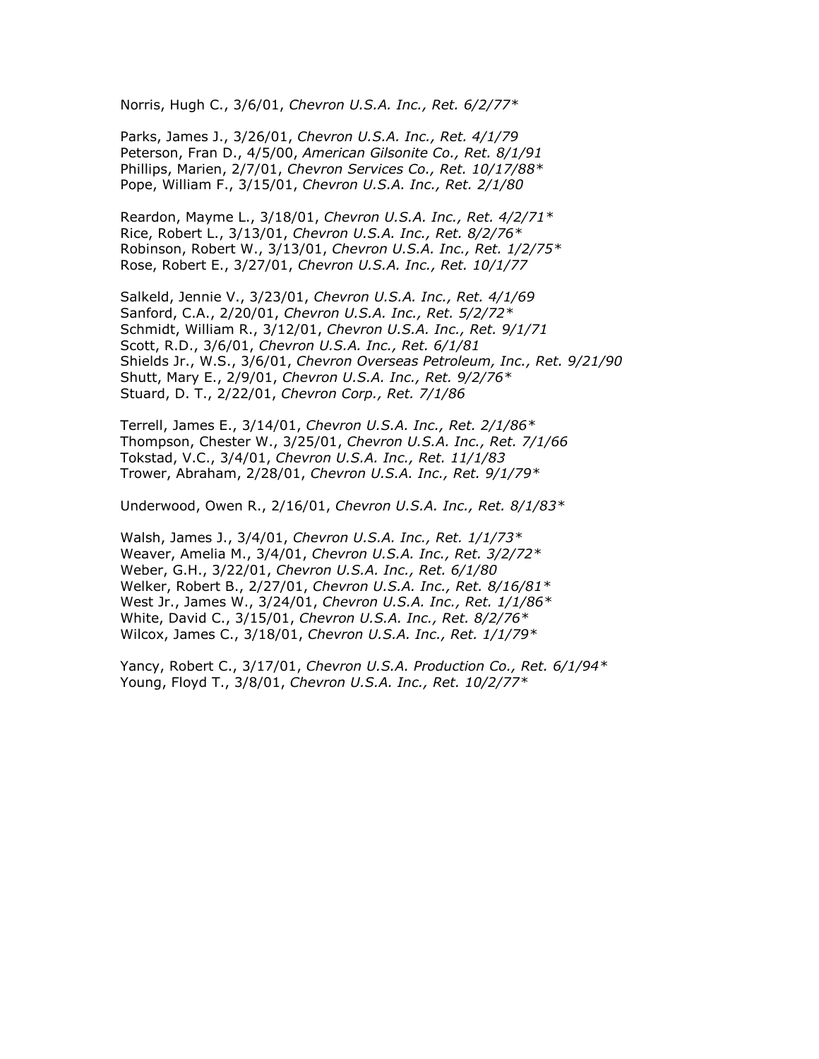Norris, Hugh C., 3/6/01, *Chevron U.S.A. Inc., Ret. 6/2/77**

Parks, James J., 3/26/01, *Chevron U.S.A. Inc., Ret. 4/1/79*
Peterson, Fran D., 4/5/00, *American Gilsonite Co., Ret. 8/1/91*
Phillips, Marien, 2/7/01, *Chevron Services Co., Ret. 10/17/88**
Pope, William F., 3/15/01, *Chevron U.S.A. Inc., Ret. 2/1/80*

Reardon, Mayme L., 3/18/01, *Chevron U.S.A. Inc., Ret. 4/2/71**
Rice, Robert L., 3/13/01, *Chevron U.S.A. Inc., Ret. 8/2/76**
Robinson, Robert W., 3/13/01, *Chevron U.S.A. Inc., Ret. 1/2/75**
Rose, Robert E., 3/27/01, *Chevron U.S.A. Inc., Ret. 10/1/77*

Salkeld, Jennie V., 3/23/01, *Chevron U.S.A. Inc., Ret. 4/1/69*
Sanford, C.A., 2/20/01, *Chevron U.S.A. Inc., Ret. 5/2/72**
Schmidt, William R., 3/12/01, *Chevron U.S.A. Inc., Ret. 9/1/71*
Scott, R.D., 3/6/01, *Chevron U.S.A. Inc., Ret. 6/1/81*
Shields Jr., W.S., 3/6/01, *Chevron Overseas Petroleum, Inc., Ret. 9/21/90*
Shutt, Mary E., 2/9/01, *Chevron U.S.A. Inc., Ret. 9/2/76**
Stuard, D. T., 2/22/01, *Chevron Corp., Ret. 7/1/86*

Terrell, James E., 3/14/01, *Chevron U.S.A. Inc., Ret. 2/1/86**
Thompson, Chester W., 3/25/01, *Chevron U.S.A. Inc., Ret. 7/1/66*
Tokstad, V.C., 3/4/01, *Chevron U.S.A. Inc., Ret. 11/1/83*
Trower, Abraham, 2/28/01, *Chevron U.S.A. Inc., Ret. 9/1/79**

Underwood, Owen R., 2/16/01, *Chevron U.S.A. Inc., Ret. 8/1/83**

Walsh, James J., 3/4/01, *Chevron U.S.A. Inc., Ret. 1/1/73**
Weaver, Amelia M., 3/4/01, *Chevron U.S.A. Inc., Ret. 3/2/72**
Weber, G.H., 3/22/01, *Chevron U.S.A. Inc., Ret. 6/1/80*
Welker, Robert B., 2/27/01, *Chevron U.S.A. Inc., Ret. 8/16/81**
West Jr., James W., 3/24/01, *Chevron U.S.A. Inc., Ret. 1/1/86**
White, David C., 3/15/01, *Chevron U.S.A. Inc., Ret. 8/2/76**
Wilcox, James C., 3/18/01, *Chevron U.S.A. Inc., Ret. 1/1/79**

Yancy, Robert C., 3/17/01, *Chevron U.S.A. Production Co., Ret. 6/1/94**
Young, Floyd T., 3/8/01, *Chevron U.S.A. Inc., Ret. 10/2/77**